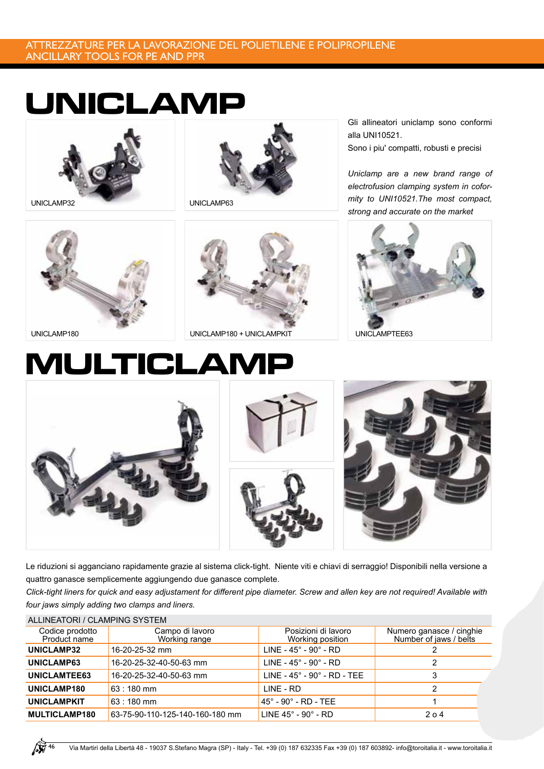# UNICLAMP

UNICLAMP32

UNICLAMP63

Gli allineatori uniclamp sono conformi alla UNI10521.
Sono i piu' compatti, robusti e precisi

*Uniclamp are a new brand range of electrofusion clamping system in coformity to UNI10521.The most compact, strong and accurate on the market*

UNICLAMP180

UNICLAMP180 + UNICLAMPKIT

UNICLAMPTEE63

# MULTICLAMP

Le riduzioni si agganciano rapidamente grazie al sistema click-tight. Niente viti e chiavi di serraggio! Disponibili nella versione a quattro ganasce semplicemente aggiungendo due ganasce complete.

*Click-tight liners for quick and easy adjustament for different pipe diameter. Screw and allen key are not required! Available with four jaws simply adding two clamps and liners.*

ALLINEATORI / CLAMPING SYSTEM

| Codice prodotto<br>Product name | Campo di lavoro<br>Working range | Posizioni di lavoro<br>Working position | Numero ganasce / cinghie<br>Number of jaws / belts |
|---|---|---|---|
| **UNICLAMP32** | 16-20-25-32 mm | LINE - 45° - 90° - RD | 2 |
| **UNICLAMP63** | 16-20-25-32-40-50-63 mm | LINE - 45° - 90° - RD | 2 |
| **UNICLAMTEE63** | 16-20-25-32-40-50-63 mm | LINE - 45° - 90° - RD - TEE | 3 |
| **UNICLAMP180** | 63 : 180 mm | LINE - RD | 2 |
| **UNICLAMPKIT** | 63 : 180 mm | 45° - 90° - RD - TEE | 1 |
| **MULTICLAMP180** | 63-75-90-110-125-140-160-180 mm | LINE 45° - 90° - RD | 2 o 4 |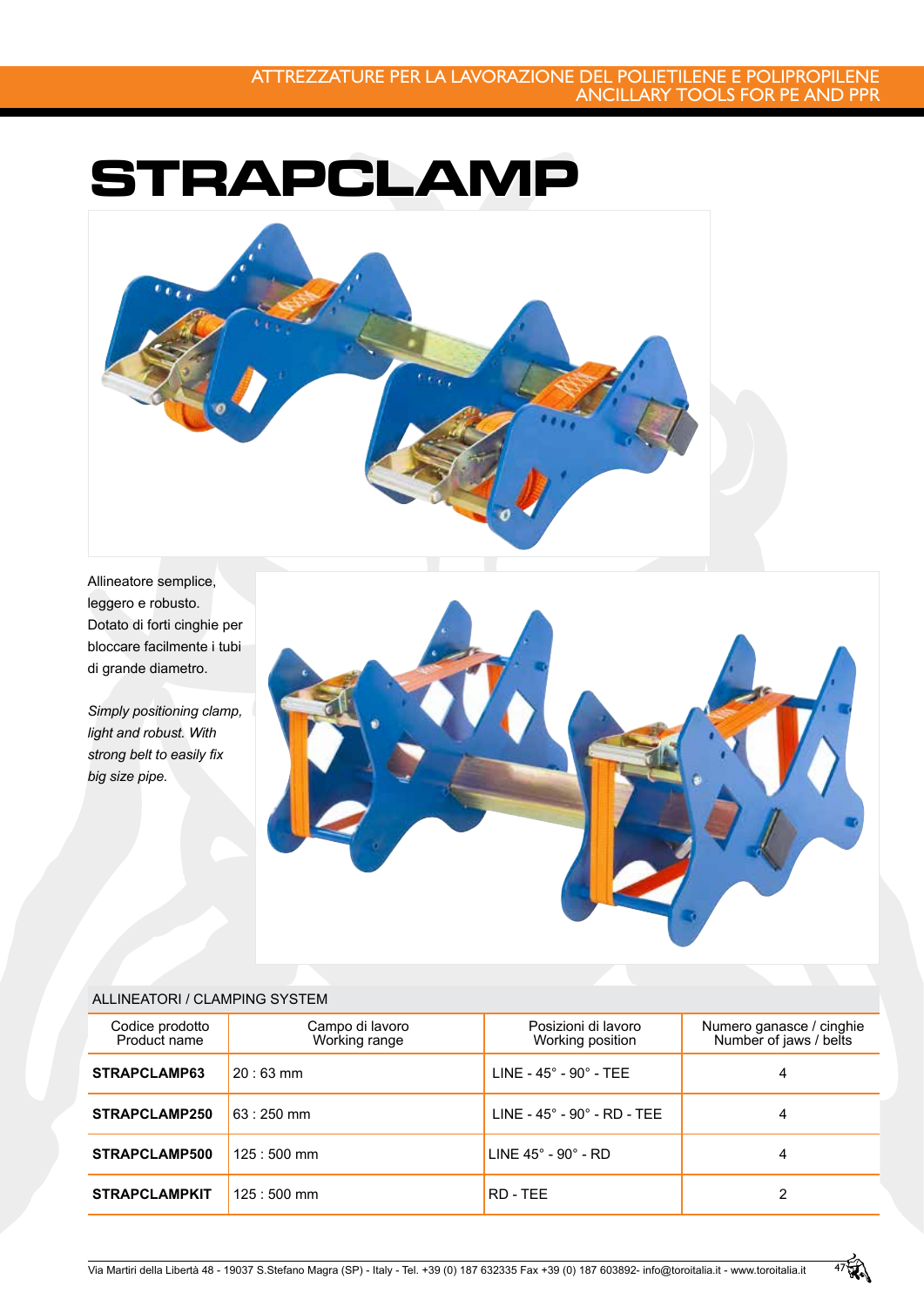# STRAPCLAMP

Allineatore semplice, leggero e robusto. Dotato di forti cinghie per bloccare facilmente i tubi di grande diametro.

*Simply positioning clamp, light and robust. With strong belt to easily fix big size pipe.*

ALLINEATORI / CLAMPING SYSTEM

| Codice prodotto Product name | Campo di lavoro Working range | Posizioni di lavoro Working position | Numero ganasce / cinghie Number of jaws / belts |
|---|---|---|---|
| **STRAPCLAMP63** | 20 : 63 mm | LINE - 45° - 90° - TEE | 4 |
| **STRAPCLAMP250** | 63 : 250 mm | LINE - 45° - 90° - RD - TEE | 4 |
| **STRAPCLAMP500** | 125 : 500 mm | LINE 45° - 90° - RD | 4 |
| **STRAPCLAMPKIT** | 125 : 500 mm | RD - TEE | 2 |